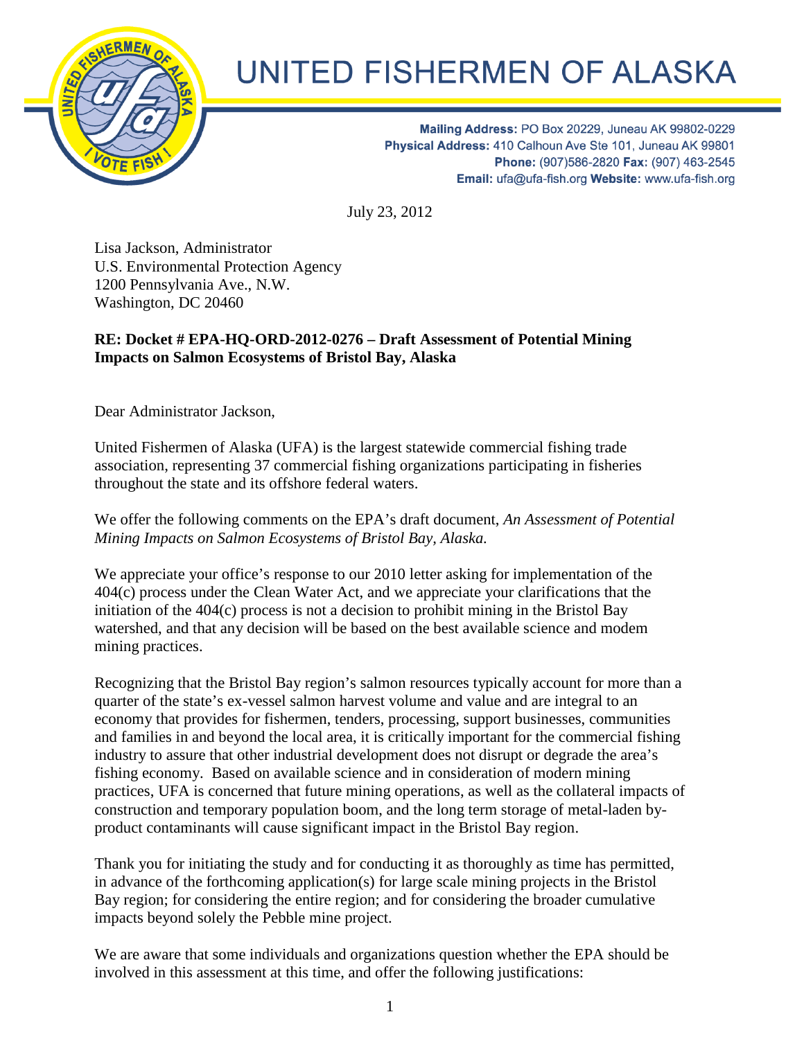# UNITED FISHERMEN OF ALASKA

**Mailing Address:** PO Box 20229, Juneau AK 99802-0229
**Physical Address:** 410 Calhoun Ave Ste 101, Juneau AK 99801
**Phone:** (907)586-2820 **Fax:** (907) 463-2545
**Email:** ufa@ufa-fish.org **Website:** www.ufa-fish.org

July 23, 2012

Lisa Jackson, Administrator
U.S. Environmental Protection Agency
1200 Pennsylvania Ave., N.W.
Washington, DC 20460

**RE: Docket # EPA-HQ-ORD-2012-0276 – Draft Assessment of Potential Mining Impacts on Salmon Ecosystems of Bristol Bay, Alaska**

Dear Administrator Jackson,

United Fishermen of Alaska (UFA) is the largest statewide commercial fishing trade association, representing 37 commercial fishing organizations participating in fisheries throughout the state and its offshore federal waters.

We offer the following comments on the EPA's draft document, *An Assessment of Potential Mining Impacts on Salmon Ecosystems of Bristol Bay, Alaska.*

We appreciate your office's response to our 2010 letter asking for implementation of the 404(c) process under the Clean Water Act, and we appreciate your clarifications that the initiation of the 404(c) process is not a decision to prohibit mining in the Bristol Bay watershed, and that any decision will be based on the best available science and modem mining practices.

Recognizing that the Bristol Bay region's salmon resources typically account for more than a quarter of the state's ex-vessel salmon harvest volume and value and are integral to an economy that provides for fishermen, tenders, processing, support businesses, communities and families in and beyond the local area, it is critically important for the commercial fishing industry to assure that other industrial development does not disrupt or degrade the area's fishing economy. Based on available science and in consideration of modern mining practices, UFA is concerned that future mining operations, as well as the collateral impacts of construction and temporary population boom, and the long term storage of metal-laden by-product contaminants will cause significant impact in the Bristol Bay region.

Thank you for initiating the study and for conducting it as thoroughly as time has permitted, in advance of the forthcoming application(s) for large scale mining projects in the Bristol Bay region; for considering the entire region; and for considering the broader cumulative impacts beyond solely the Pebble mine project.

We are aware that some individuals and organizations question whether the EPA should be involved in this assessment at this time, and offer the following justifications: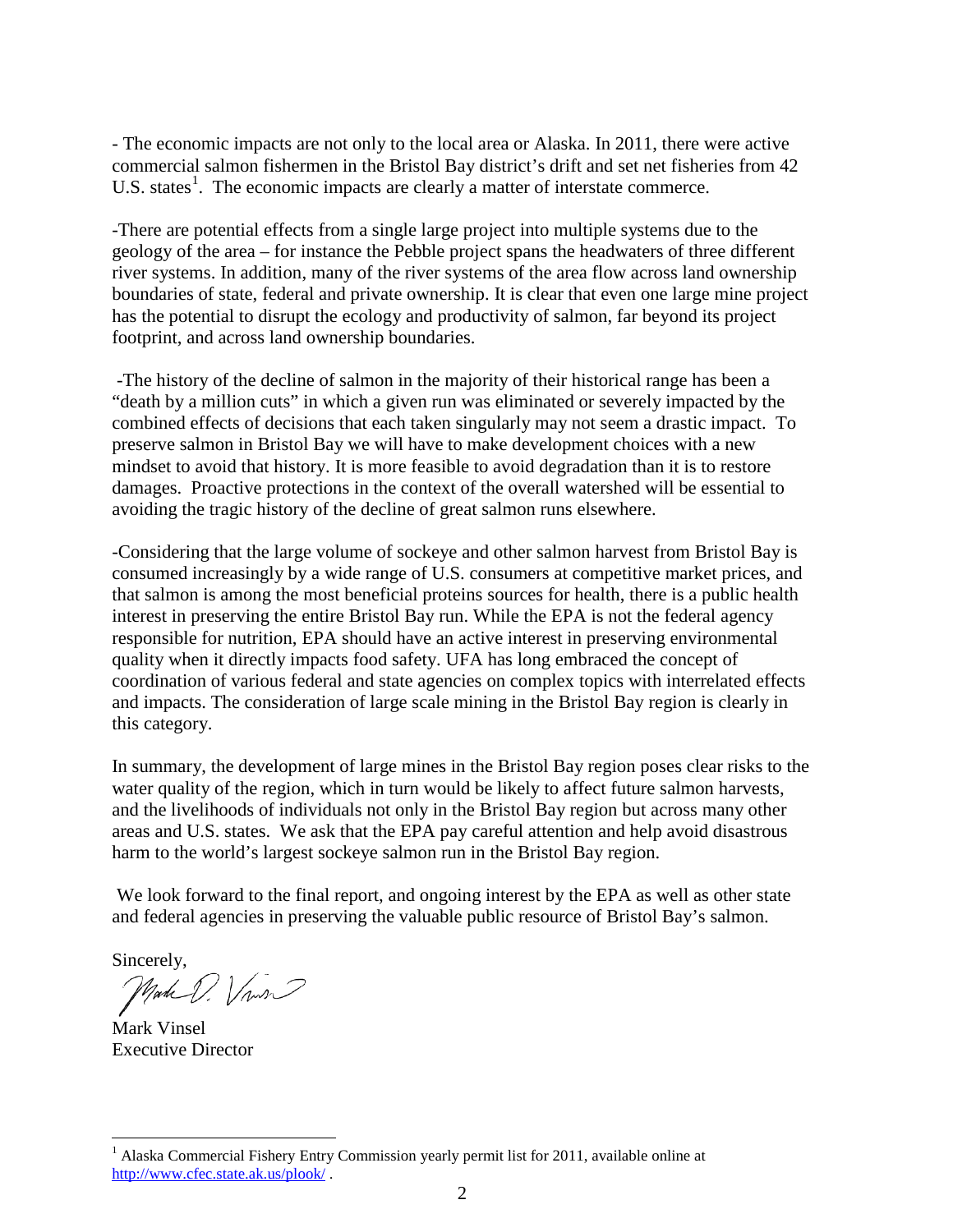- The economic impacts are not only to the local area or Alaska. In 2011, there were active commercial salmon fishermen in the Bristol Bay district's drift and set net fisheries from 42 U.S. states[1]. The economic impacts are clearly a matter of interstate commerce.

-There are potential effects from a single large project into multiple systems due to the geology of the area – for instance the Pebble project spans the headwaters of three different river systems. In addition, many of the river systems of the area flow across land ownership boundaries of state, federal and private ownership. It is clear that even one large mine project has the potential to disrupt the ecology and productivity of salmon, far beyond its project footprint, and across land ownership boundaries.

-The history of the decline of salmon in the majority of their historical range has been a "death by a million cuts" in which a given run was eliminated or severely impacted by the combined effects of decisions that each taken singularly may not seem a drastic impact. To preserve salmon in Bristol Bay we will have to make development choices with a new mindset to avoid that history. It is more feasible to avoid degradation than it is to restore damages. Proactive protections in the context of the overall watershed will be essential to avoiding the tragic history of the decline of great salmon runs elsewhere.

-Considering that the large volume of sockeye and other salmon harvest from Bristol Bay is consumed increasingly by a wide range of U.S. consumers at competitive market prices, and that salmon is among the most beneficial proteins sources for health, there is a public health interest in preserving the entire Bristol Bay run. While the EPA is not the federal agency responsible for nutrition, EPA should have an active interest in preserving environmental quality when it directly impacts food safety. UFA has long embraced the concept of coordination of various federal and state agencies on complex topics with interrelated effects and impacts. The consideration of large scale mining in the Bristol Bay region is clearly in this category.

In summary, the development of large mines in the Bristol Bay region poses clear risks to the water quality of the region, which in turn would be likely to affect future salmon harvests, and the livelihoods of individuals not only in the Bristol Bay region but across many other areas and U.S. states. We ask that the EPA pay careful attention and help avoid disastrous harm to the world's largest sockeye salmon run in the Bristol Bay region.

We look forward to the final report, and ongoing interest by the EPA as well as other state and federal agencies in preserving the valuable public resource of Bristol Bay's salmon.

Sincerely,

Mark Vinsel
Executive Director

[1] Alaska Commercial Fishery Entry Commission yearly permit list for 2011, available online at http://www.cfec.state.ak.us/plook/ .